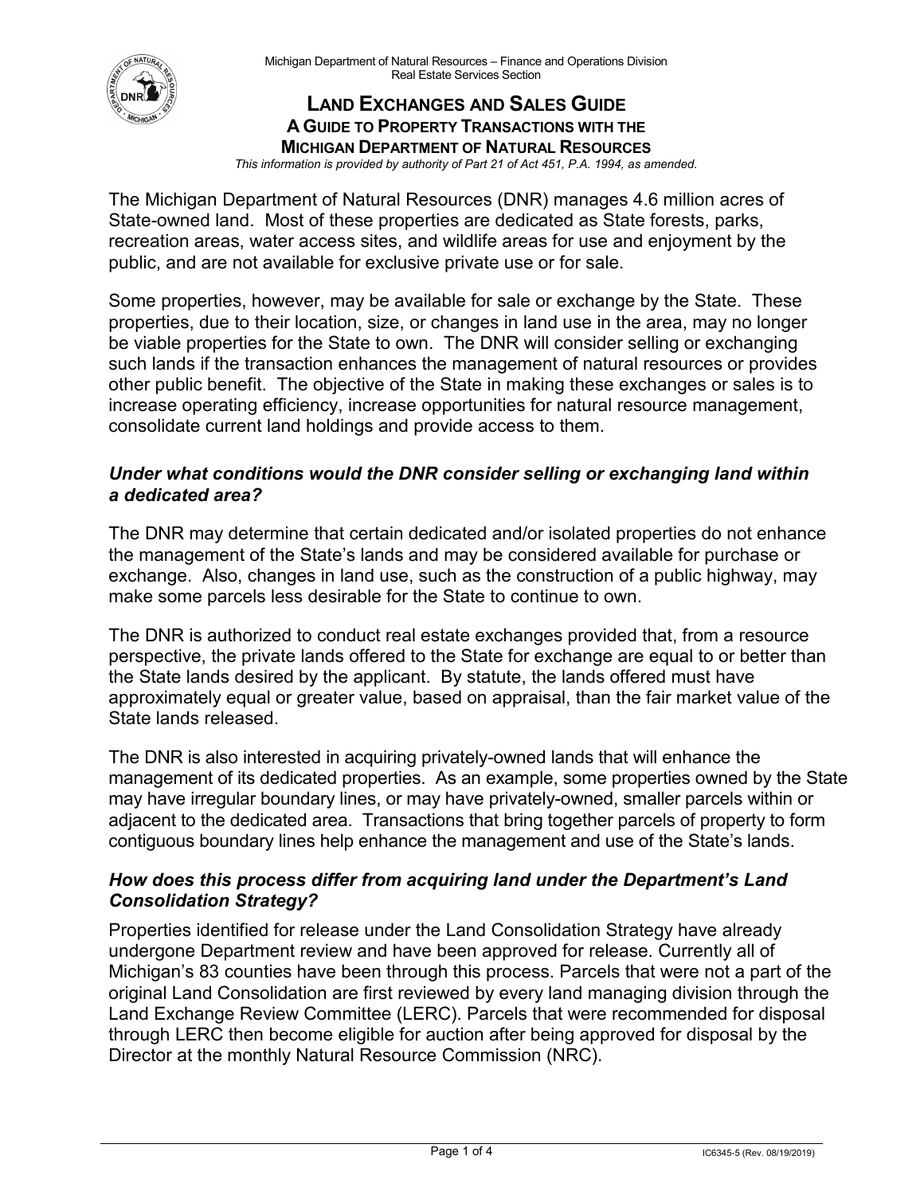Michigan Department of Natural Resources – Finance and Operations Division
Real Estate Services Section

# LAND EXCHANGES AND SALES GUIDE

## A GUIDE TO PROPERTY TRANSACTIONS WITH THE MICHIGAN DEPARTMENT OF NATURAL RESOURCES

*This information is provided by authority of Part 21 of Act 451, P.A. 1994, as amended.*

The Michigan Department of Natural Resources (DNR) manages 4.6 million acres of State-owned land. Most of these properties are dedicated as State forests, parks, recreation areas, water access sites, and wildlife areas for use and enjoyment by the public, and are not available for exclusive private use or for sale.

Some properties, however, may be available for sale or exchange by the State. These properties, due to their location, size, or changes in land use in the area, may no longer be viable properties for the State to own. The DNR will consider selling or exchanging such lands if the transaction enhances the management of natural resources or provides other public benefit. The objective of the State in making these exchanges or sales is to increase operating efficiency, increase opportunities for natural resource management, consolidate current land holdings and provide access to them.

### *Under what conditions would the DNR consider selling or exchanging land within a dedicated area?*

The DNR may determine that certain dedicated and/or isolated properties do not enhance the management of the State's lands and may be considered available for purchase or exchange. Also, changes in land use, such as the construction of a public highway, may make some parcels less desirable for the State to continue to own.

The DNR is authorized to conduct real estate exchanges provided that, from a resource perspective, the private lands offered to the State for exchange are equal to or better than the State lands desired by the applicant. By statute, the lands offered must have approximately equal or greater value, based on appraisal, than the fair market value of the State lands released.

The DNR is also interested in acquiring privately-owned lands that will enhance the management of its dedicated properties. As an example, some properties owned by the State may have irregular boundary lines, or may have privately-owned, smaller parcels within or adjacent to the dedicated area. Transactions that bring together parcels of property to form contiguous boundary lines help enhance the management and use of the State's lands.

### *How does this process differ from acquiring land under the Department's Land Consolidation Strategy?*

Properties identified for release under the Land Consolidation Strategy have already undergone Department review and have been approved for release. Currently all of Michigan's 83 counties have been through this process. Parcels that were not a part of the original Land Consolidation are first reviewed by every land managing division through the Land Exchange Review Committee (LERC). Parcels that were recommended for disposal through LERC then become eligible for auction after being approved for disposal by the Director at the monthly Natural Resource Commission (NRC).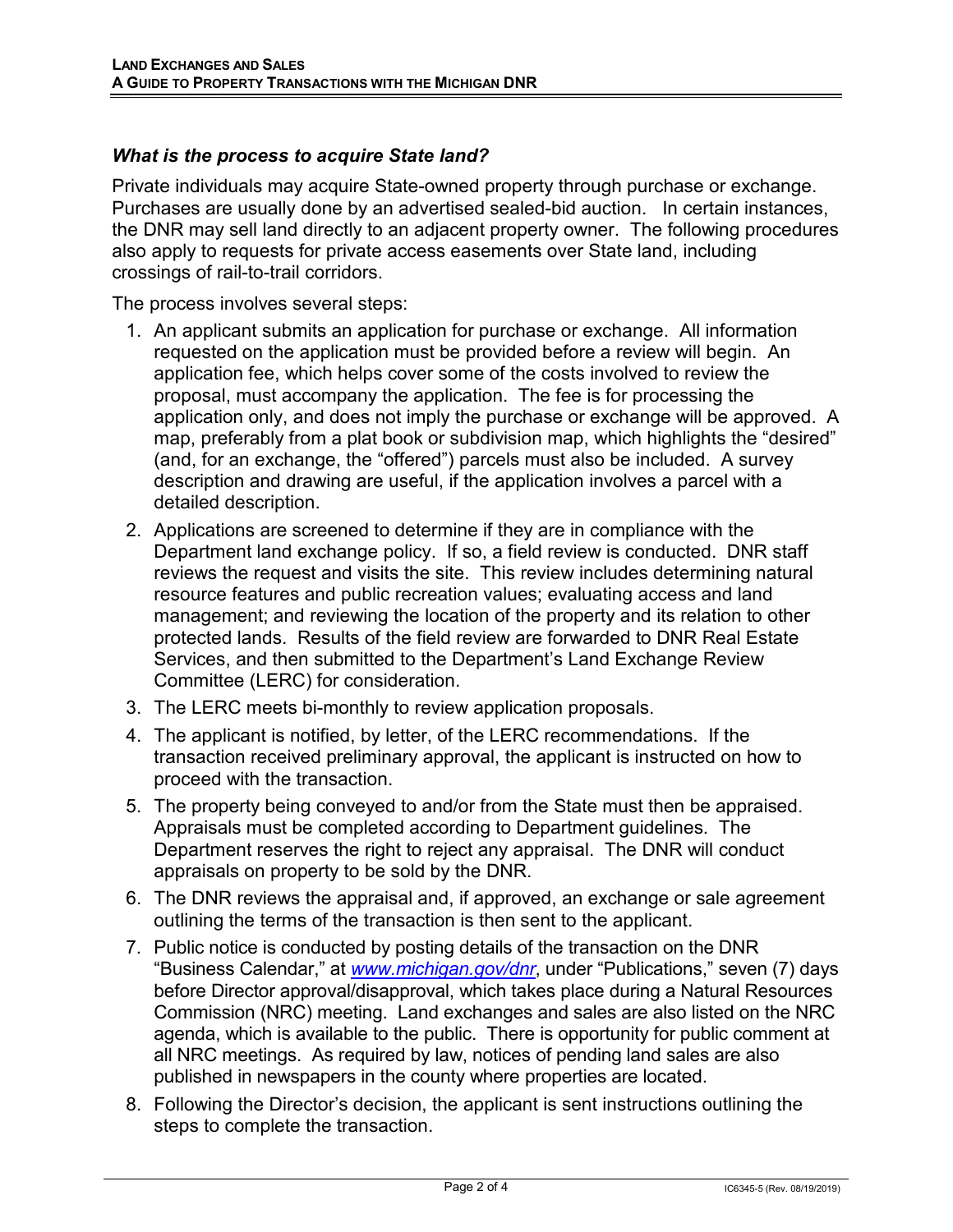### *What is the process to acquire State land?*

Private individuals may acquire State-owned property through purchase or exchange. Purchases are usually done by an advertised sealed-bid auction. In certain instances, the DNR may sell land directly to an adjacent property owner. The following procedures also apply to requests for private access easements over State land, including crossings of rail-to-trail corridors.

The process involves several steps:

1. An applicant submits an application for purchase or exchange. All information requested on the application must be provided before a review will begin. An application fee, which helps cover some of the costs involved to review the proposal, must accompany the application. The fee is for processing the application only, and does not imply the purchase or exchange will be approved. A map, preferably from a plat book or subdivision map, which highlights the "desired" (and, for an exchange, the "offered") parcels must also be included. A survey description and drawing are useful, if the application involves a parcel with a detailed description.
2. Applications are screened to determine if they are in compliance with the Department land exchange policy. If so, a field review is conducted. DNR staff reviews the request and visits the site. This review includes determining natural resource features and public recreation values; evaluating access and land management; and reviewing the location of the property and its relation to other protected lands. Results of the field review are forwarded to DNR Real Estate Services, and then submitted to the Department's Land Exchange Review Committee (LERC) for consideration.
3. The LERC meets bi-monthly to review application proposals.
4. The applicant is notified, by letter, of the LERC recommendations. If the transaction received preliminary approval, the applicant is instructed on how to proceed with the transaction.
5. The property being conveyed to and/or from the State must then be appraised. Appraisals must be completed according to Department guidelines. The Department reserves the right to reject any appraisal. The DNR will conduct appraisals on property to be sold by the DNR.
6. The DNR reviews the appraisal and, if approved, an exchange or sale agreement outlining the terms of the transaction is then sent to the applicant.
7. Public notice is conducted by posting details of the transaction on the DNR "Business Calendar," at *www.michigan.gov/dnr*, under "Publications," seven (7) days before Director approval/disapproval, which takes place during a Natural Resources Commission (NRC) meeting. Land exchanges and sales are also listed on the NRC agenda, which is available to the public. There is opportunity for public comment at all NRC meetings. As required by law, notices of pending land sales are also published in newspapers in the county where properties are located.
8. Following the Director's decision, the applicant is sent instructions outlining the steps to complete the transaction.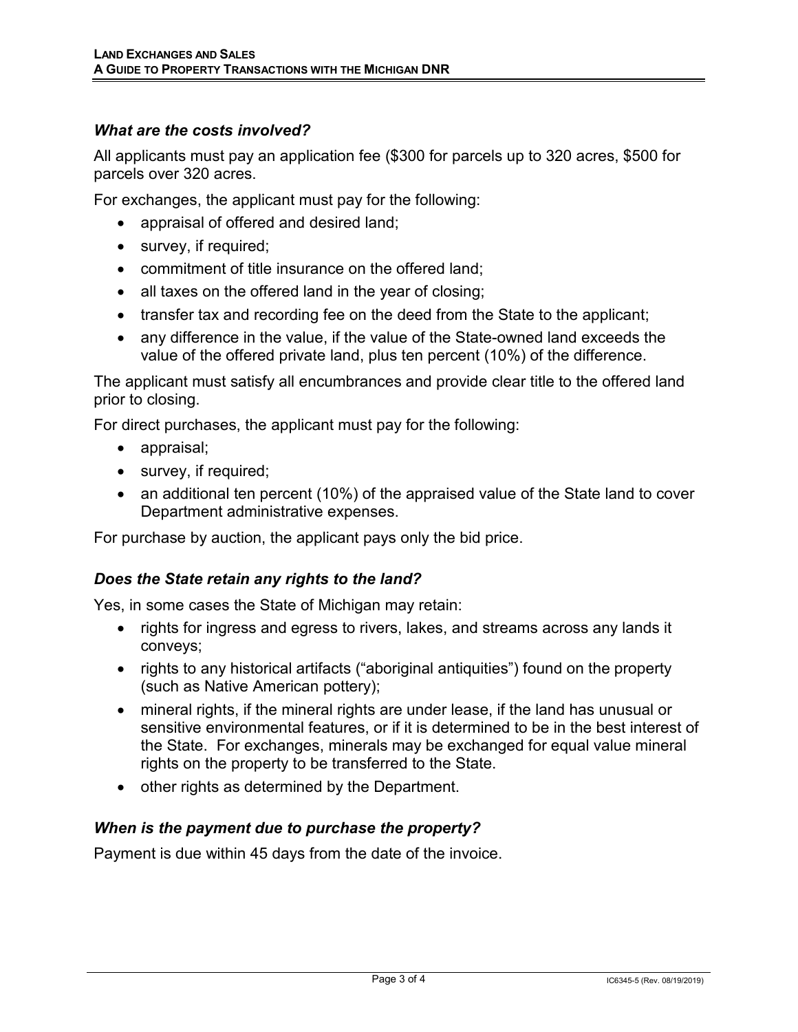### *What are the costs involved?*

All applicants must pay an application fee ($300 for parcels up to 320 acres, $500 for parcels over 320 acres.

For exchanges, the applicant must pay for the following:

- appraisal of offered and desired land;
- survey, if required;
- commitment of title insurance on the offered land;
- all taxes on the offered land in the year of closing;
- transfer tax and recording fee on the deed from the State to the applicant;
- any difference in the value, if the value of the State-owned land exceeds the value of the offered private land, plus ten percent (10%) of the difference.

The applicant must satisfy all encumbrances and provide clear title to the offered land prior to closing.

For direct purchases, the applicant must pay for the following:

- appraisal;
- survey, if required;
- an additional ten percent (10%) of the appraised value of the State land to cover Department administrative expenses.

For purchase by auction, the applicant pays only the bid price.

### *Does the State retain any rights to the land?*

Yes, in some cases the State of Michigan may retain:

- rights for ingress and egress to rivers, lakes, and streams across any lands it conveys;
- rights to any historical artifacts ("aboriginal antiquities") found on the property (such as Native American pottery);
- mineral rights, if the mineral rights are under lease, if the land has unusual or sensitive environmental features, or if it is determined to be in the best interest of the State. For exchanges, minerals may be exchanged for equal value mineral rights on the property to be transferred to the State.
- other rights as determined by the Department.

### *When is the payment due to purchase the property?*

Payment is due within 45 days from the date of the invoice.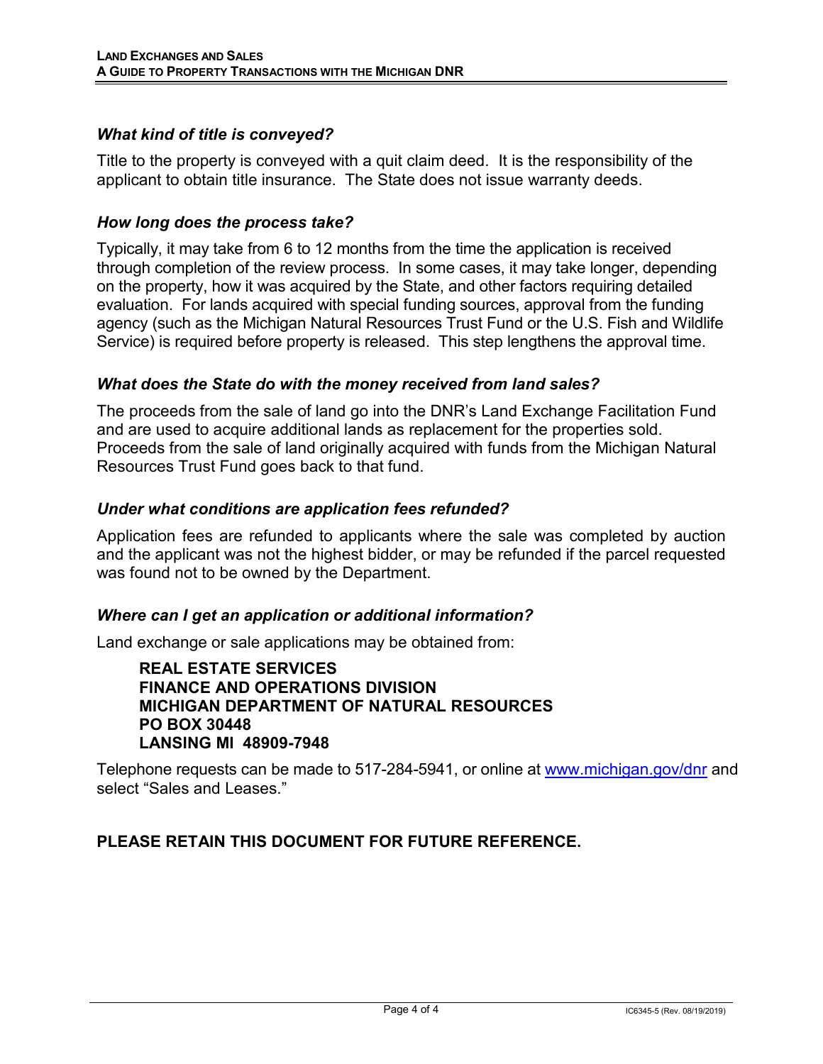### *What kind of title is conveyed?*

Title to the property is conveyed with a quit claim deed. It is the responsibility of the applicant to obtain title insurance. The State does not issue warranty deeds.

### *How long does the process take?*

Typically, it may take from 6 to 12 months from the time the application is received through completion of the review process. In some cases, it may take longer, depending on the property, how it was acquired by the State, and other factors requiring detailed evaluation. For lands acquired with special funding sources, approval from the funding agency (such as the Michigan Natural Resources Trust Fund or the U.S. Fish and Wildlife Service) is required before property is released. This step lengthens the approval time.

### *What does the State do with the money received from land sales?*

The proceeds from the sale of land go into the DNR's Land Exchange Facilitation Fund and are used to acquire additional lands as replacement for the properties sold. Proceeds from the sale of land originally acquired with funds from the Michigan Natural Resources Trust Fund goes back to that fund.

### *Under what conditions are application fees refunded?*

Application fees are refunded to applicants where the sale was completed by auction and the applicant was not the highest bidder, or may be refunded if the parcel requested was found not to be owned by the Department.

### *Where can I get an application or additional information?*

Land exchange or sale applications may be obtained from:

**REAL ESTATE SERVICES**
**FINANCE AND OPERATIONS DIVISION**
**MICHIGAN DEPARTMENT OF NATURAL RESOURCES**
**PO BOX 30448**
**LANSING MI 48909-7948**

Telephone requests can be made to 517-284-5941, or online at [www.michigan.gov/dnr](www.michigan.gov/dnr) and select "Sales and Leases."

**PLEASE RETAIN THIS DOCUMENT FOR FUTURE REFERENCE.**